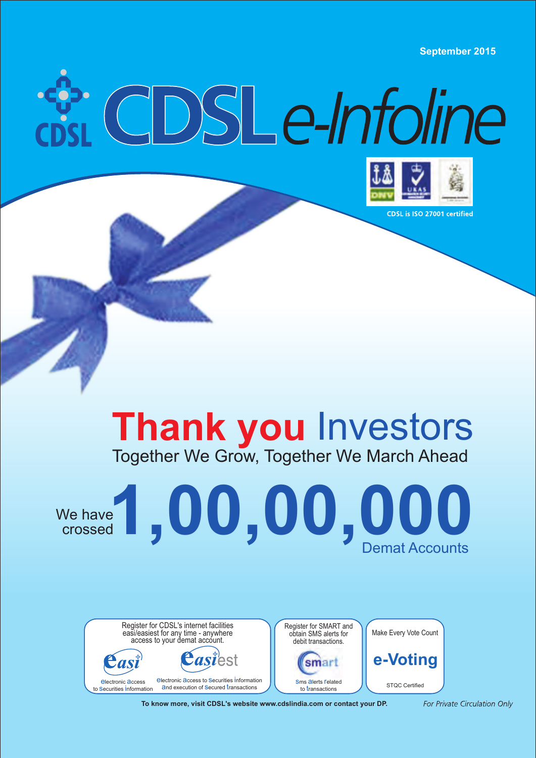September 2015

# CDSL e-Infoline

CDSL is ISO 27001 certified

# Thank you Investors

## Together We Grow, Together We March Ahead

We have crossed **1,00,00,000** Demat Accounts

Register for CDSL's internet facilities easi/easiest for any time - anywhere access to your demat account.

**easi** — electronic access to Securities information

**easiest** — electronic access to Securities information and execution of Secured transactions

Register for SMART and obtain SMS alerts for debit transactions.

**smart** — Sms alerts related to transactions

Make Every Vote Count

**e-Voting**

STQC Certified

**To know more, visit CDSL's website www.cdslindia.com or contact your DP.**

*For Private Circulation Only*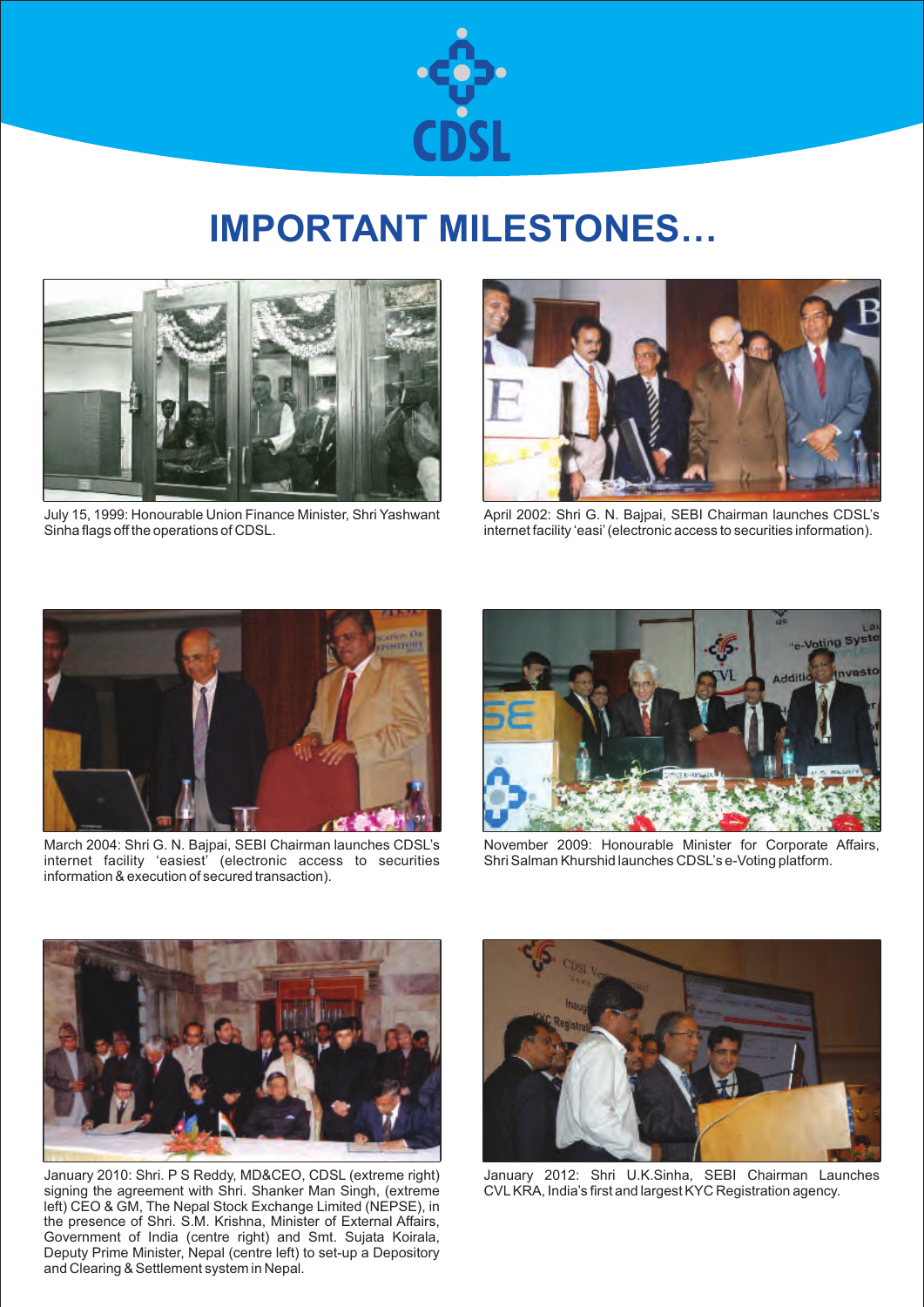# IMPORTANT MILESTONES…

July 15, 1999: Honourable Union Finance Minister, Shri Yashwant Sinha flags off the operations of CDSL.

April 2002: Shri G. N. Bajpai, SEBI Chairman launches CDSL's internet facility 'easi' (electronic access to securities information).

March 2004: Shri G. N. Bajpai, SEBI Chairman launches CDSL's internet facility 'easiest' (electronic access to securities information & execution of secured transaction).

November 2009: Honourable Minister for Corporate Affairs, Shri Salman Khurshid launches CDSL's e-Voting platform.

January 2010: Shri. P S Reddy, MD&CEO, CDSL (extreme right) signing the agreement with Shri. Shanker Man Singh, (extreme left) CEO & GM, The Nepal Stock Exchange Limited (NEPSE), in the presence of Shri. S.M. Krishna, Minister of External Affairs, Government of India (centre right) and Smt. Sujata Koirala, Deputy Prime Minister, Nepal (centre left) to set-up a Depository and Clearing & Settlement system in Nepal.

January 2012: Shri U.K.Sinha, SEBI Chairman Launches CVL KRA, India's first and largest KYC Registration agency.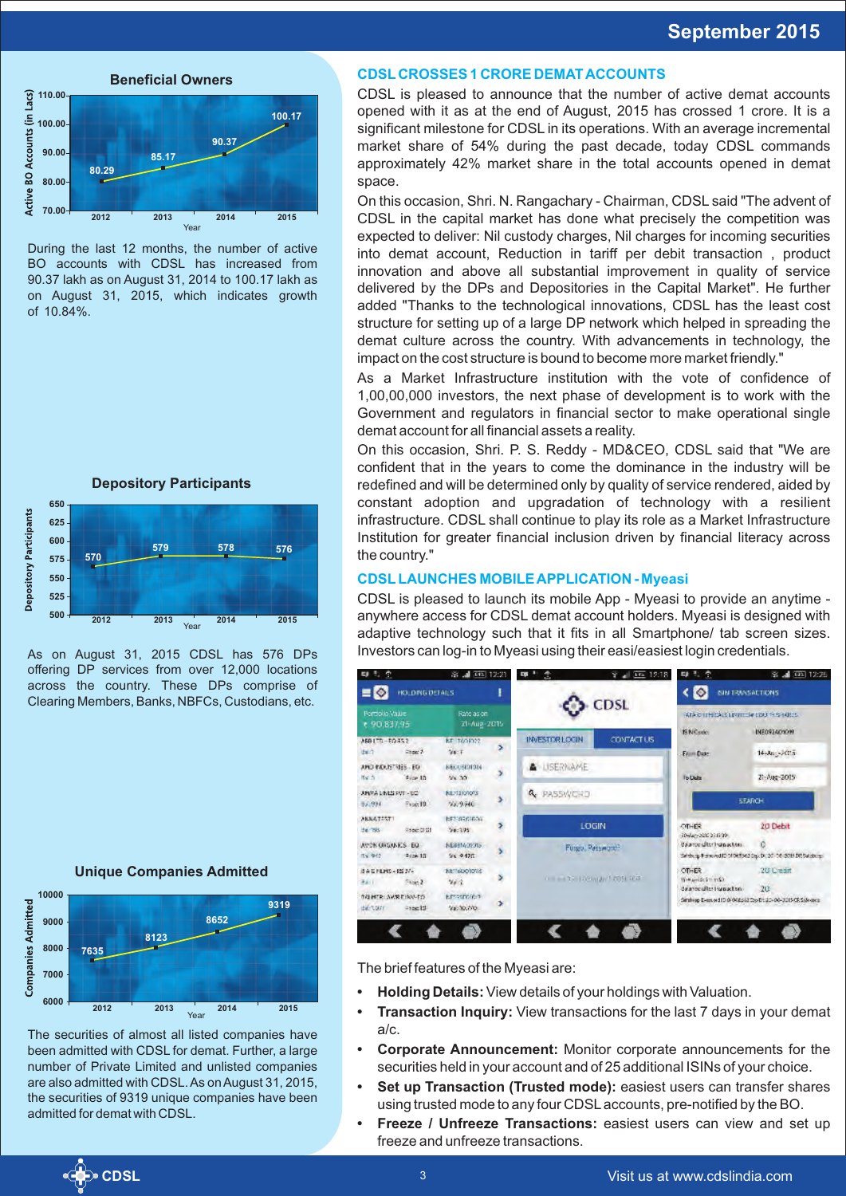## CDSL CROSSES 1 CRORE DEMAT ACCOUNTS

CDSL is pleased to announce that the number of active demat accounts opened with it as at the end of August, 2015 has crossed 1 crore. It is a significant milestone for CDSL in its operations. With an average incremental market share of 54% during the past decade, today CDSL commands approximately 42% market share in the total accounts opened in demat space.

On this occasion, Shri. N. Rangachary - Chairman, CDSL said "The advent of CDSL in the capital market has done what precisely the competition was expected to deliver: Nil custody charges, Nil charges for incoming securities into demat account, Reduction in tariff per debit transaction , product innovation and above all substantial improvement in quality of service delivered by the DPs and Depositories in the Capital Market". He further added "Thanks to the technological innovations, CDSL has the least cost structure for setting up of a large DP network which helped in spreading the demat culture across the country. With advancements in technology, the impact on the cost structure is bound to become more market friendly."

As a Market Infrastructure institution with the vote of confidence of 1,00,00,000 investors, the next phase of development is to work with the Government and regulators in financial sector to make operational single demat account for all financial assets a reality.

On this occasion, Shri. P. S. Reddy - MD&CEO, CDSL said that "We are confident that in the years to come the dominance in the industry will be redefined and will be determined only by quality of service rendered, aided by constant adoption and upgradation of technology with a resilient infrastructure. CDSL shall continue to play its role as a Market Infrastructure Institution for greater financial inclusion driven by financial literacy across the country."

### Beneficial Owners

| Year | 2012 | 2013 | 2014 | 2015 |
|---|---|---|---|---|
| Active BO Accounts (in Lacs) | 80.29 | 85.17 | 90.37 | 100.17 |

During the last 12 months, the number of active BO accounts with CDSL has increased from 90.37 lakh as on August 31, 2014 to 100.17 lakh as on August 31, 2015, which indicates growth of 10.84%.

### Depository Participants

| Year | 2012 | 2013 | 2014 | 2015 |
|---|---|---|---|---|
| Depository Participants | 570 | 579 | 578 | 576 |

As on August 31, 2015 CDSL has 576 DPs offering DP services from over 12,000 locations across the country. These DPs comprise of Clearing Members, Banks, NBFCs, Custodians, etc.

### Unique Companies Admitted

| Year | 2012 | 2013 | 2014 | 2015 |
|---|---|---|---|---|
| Companies Admitted | 7635 | 8123 | 8652 | 9319 |

The securities of almost all listed companies have been admitted with CDSL for demat. Further, a large number of Private Limited and unlisted companies are also admitted with CDSL. As on August 31, 2015, the securities of 9319 unique companies have been admitted for demat with CDSL.

## CDSL LAUNCHES MOBILE APPLICATION - Myeasi

CDSL is pleased to launch its mobile App - Myeasi to provide an anytime - anywhere access for CDSL demat account holders. Myeasi is designed with adaptive technology such that it fits in all Smartphone/ tab screen sizes. Investors can log-in to Myeasi using their easi/easiest login credentials.

The brief features of the Myeasi are:

- **Holding Details:** View details of your holdings with Valuation.
- **Transaction Inquiry:** View transactions for the last 7 days in your demat a/c.
- **Corporate Announcement:** Monitor corporate announcements for the securities held in your account and of 25 additional ISINs of your choice.
- **Set up Transaction (Trusted mode):** easiest users can transfer shares using trusted mode to any four CDSL accounts, pre-notified by the BO.
- **Freeze / Unfreeze Transactions:** easiest users can view and set up freeze and unfreeze transactions.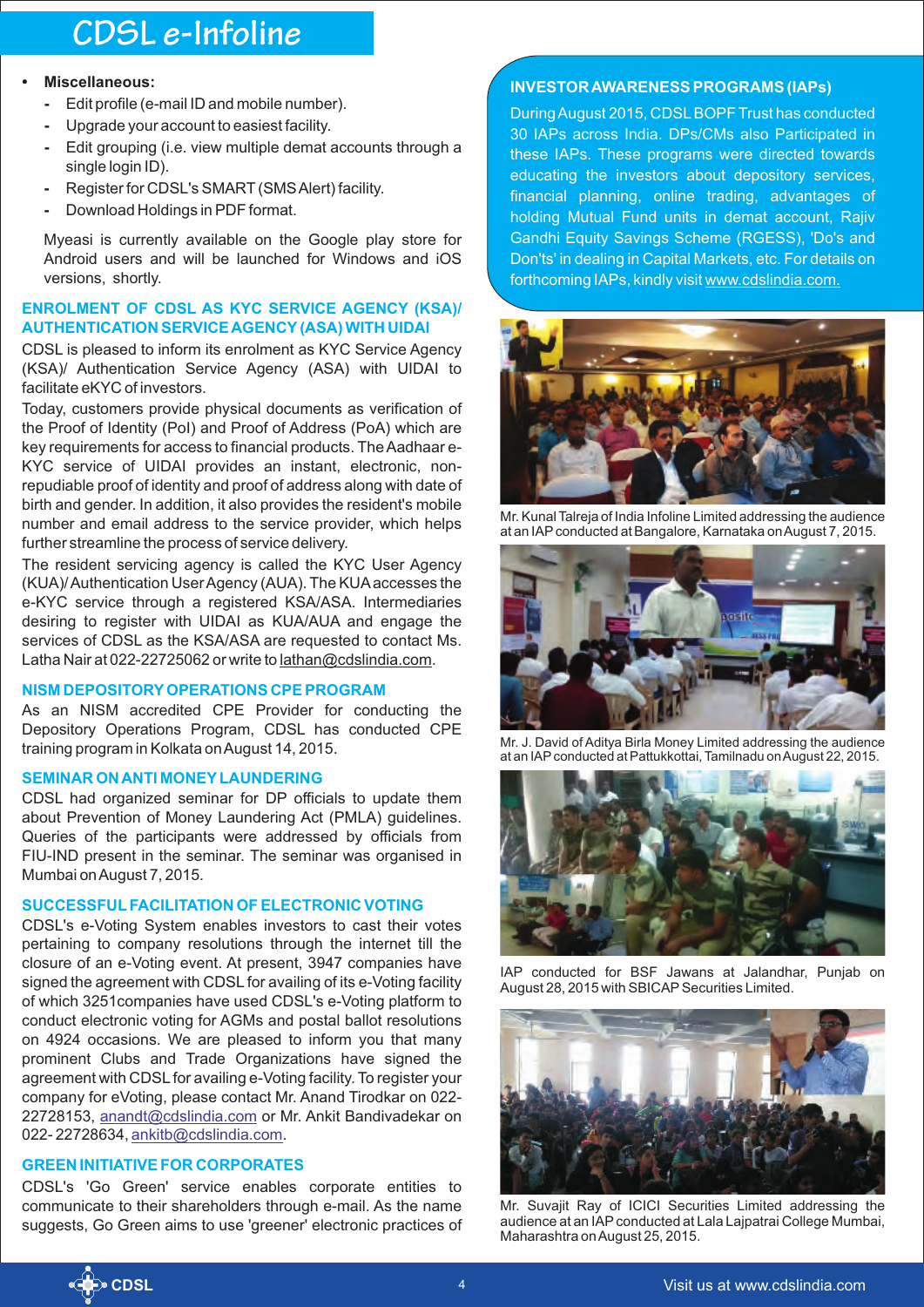- **Miscellaneous:**
  - Edit profile (e-mail ID and mobile number).
  - Upgrade your account to easiest facility.
  - Edit grouping (i.e. view multiple demat accounts through a single login ID).
  - Register for CDSL's SMART (SMS Alert) facility.
  - Download Holdings in PDF format.

  Myeasi is currently available on the Google play store for Android users and will be launched for Windows and iOS versions, shortly.

## ENROLMENT OF CDSL AS KYC SERVICE AGENCY (KSA)/ AUTHENTICATION SERVICE AGENCY (ASA) WITH UIDAI

CDSL is pleased to inform its enrolment as KYC Service Agency (KSA)/ Authentication Service Agency (ASA) with UIDAI to facilitate eKYC of investors.

Today, customers provide physical documents as verification of the Proof of Identity (PoI) and Proof of Address (PoA) which are key requirements for access to financial products. The Aadhaar e-KYC service of UIDAI provides an instant, electronic, non-repudiable proof of identity and proof of address along with date of birth and gender. In addition, it also provides the resident's mobile number and email address to the service provider, which helps further streamline the process of service delivery.

The resident servicing agency is called the KYC User Agency (KUA)/ Authentication User Agency (AUA). The KUA accesses the e-KYC service through a registered KSA/ASA. Intermediaries desiring to register with UIDAI as KUA/AUA and engage the services of CDSL as the KSA/ASA are requested to contact Ms. Latha Nair at 022-22725062 or write to lathan@cdslindia.com.

## NISM DEPOSITORY OPERATIONS CPE PROGRAM

As an NISM accredited CPE Provider for conducting the Depository Operations Program, CDSL has conducted CPE training program in Kolkata on August 14, 2015.

## SEMINAR ON ANTI MONEY LAUNDERING

CDSL had organized seminar for DP officials to update them about Prevention of Money Laundering Act (PMLA) guidelines. Queries of the participants were addressed by officials from FIU-IND present in the seminar. The seminar was organised in Mumbai on August 7, 2015.

## SUCCESSFUL FACILITATION OF ELECTRONIC VOTING

CDSL's e-Voting System enables investors to cast their votes pertaining to company resolutions through the internet till the closure of an e-Voting event. At present, 3947 companies have signed the agreement with CDSL for availing of its e-Voting facility of which 3251companies have used CDSL's e-Voting platform to conduct electronic voting for AGMs and postal ballot resolutions on 4924 occasions. We are pleased to inform you that many prominent Clubs and Trade Organizations have signed the agreement with CDSL for availing e-Voting facility. To register your company for eVoting, please contact Mr. Anand Tirodkar on 022-22728153, anandt@cdslindia.com or Mr. Ankit Bandivadekar on 022- 22728634, ankitb@cdslindia.com.

## GREEN INITIATIVE FOR CORPORATES

CDSL's 'Go Green' service enables corporate entities to communicate to their shareholders through e-mail. As the name suggests, Go Green aims to use 'greener' electronic practices of

## INVESTOR AWARENESS PROGRAMS (IAPs)

During August 2015, CDSL BOPF Trust has conducted 30 IAPs across India. DPs/CMs also Participated in these IAPs. These programs were directed towards educating the investors about depository services, financial planning, online trading, advantages of holding Mutual Fund units in demat account, Rajiv Gandhi Equity Savings Scheme (RGESS), 'Do's and Don'ts' in dealing in Capital Markets, etc. For details on forthcoming IAPs, kindly visit www.cdslindia.com.

Mr. Kunal Talreja of India Infoline Limited addressing the audience at an IAP conducted at Bangalore, Karnataka on August 7, 2015.

Mr. J. David of Aditya Birla Money Limited addressing the audience at an IAP conducted at Pattukkottai, Tamilnadu on August 22, 2015.

IAP conducted for BSF Jawans at Jalandhar, Punjab on August 28, 2015 with SBICAP Securities Limited.

Mr. Suvajit Ray of ICICI Securities Limited addressing the audience at an IAP conducted at Lala Lajpatrai College Mumbai, Maharashtra on August 25, 2015.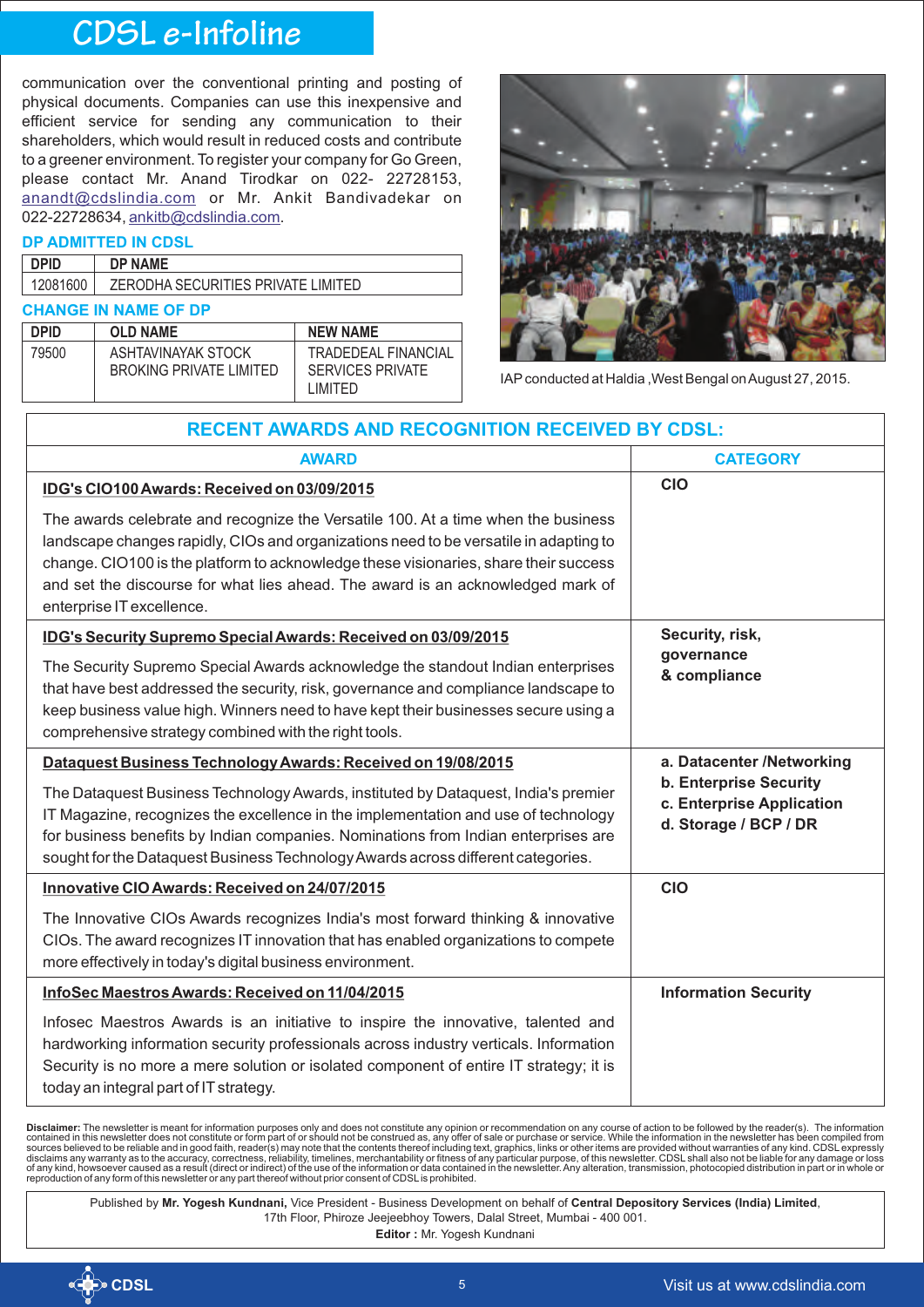communication over the conventional printing and posting of physical documents. Companies can use this inexpensive and efficient service for sending any communication to their shareholders, which would result in reduced costs and contribute to a greener environment. To register your company for Go Green, please contact Mr. Anand Tirodkar on 022- 22728153, anandt@cdslindia.com or Mr. Ankit Bandivadekar on 022-22728634, ankitb@cdslindia.com.

## DP ADMITTED IN CDSL

| DPID | DP NAME |
|---|---|
| 12081600 | ZERODHA SECURITIES PRIVATE LIMITED |

## CHANGE IN NAME OF DP

| DPID | OLD NAME | NEW NAME |
|---|---|---|
| 79500 | ASHTAVINAYAK STOCK BROKING PRIVATE LIMITED | TRADEDEAL FINANCIAL SERVICES PRIVATE LIMITED |

IAP conducted at Haldia ,West Bengal on August 27, 2015.

## RECENT AWARDS AND RECOGNITION RECEIVED BY CDSL:

| AWARD | CATEGORY |
|---|---|
| **IDG's CIO100 Awards: Received on 03/09/2015**<br><br>The awards celebrate and recognize the Versatile 100. At a time when the business landscape changes rapidly, CIOs and organizations need to be versatile in adapting to change. CIO100 is the platform to acknowledge these visionaries, share their success and set the discourse for what lies ahead. The award is an acknowledged mark of enterprise IT excellence. | **CIO** |
| **IDG's Security Supremo Special Awards: Received on 03/09/2015**<br><br>The Security Supremo Special Awards acknowledge the standout Indian enterprises that have best addressed the security, risk, governance and compliance landscape to keep business value high. Winners need to have kept their businesses secure using a comprehensive strategy combined with the right tools. | **Security, risk, governance & compliance** |
| **Dataquest Business Technology Awards: Received on 19/08/2015**<br><br>The Dataquest Business Technology Awards, instituted by Dataquest, India's premier IT Magazine, recognizes the excellence in the implementation and use of technology for business benefits by Indian companies. Nominations from Indian enterprises are sought for the Dataquest Business Technology Awards across different categories. | **a. Datacenter /Networking**<br>**b. Enterprise Security**<br>**c. Enterprise Application**<br>**d. Storage / BCP / DR** |
| **Innovative CIO Awards: Received on 24/07/2015**<br><br>The Innovative CIOs Awards recognizes India's most forward thinking & innovative CIOs. The award recognizes IT innovation that has enabled organizations to compete more effectively in today's digital business environment. | **CIO** |
| **InfoSec Maestros Awards: Received on 11/04/2015**<br><br>Infosec Maestros Awards is an initiative to inspire the innovative, talented and hardworking information security professionals across industry verticals. Information Security is no more a mere solution or isolated component of entire IT strategy; it is today an integral part of IT strategy. | **Information Security** |

**Disclaimer:** The newsletter is meant for information purposes only and does not constitute any opinion or recommendation on any course of action to be followed by the reader(s). The information contained in this newsletter does not constitute or form part of or should not be construed as, any offer of sale or purchase or service. While the information in the newsletter has been compiled from sources believed to be reliable and in good faith, reader(s) may note that the contents thereof including text, graphics, links or other items are provided without warranties of any kind. CDSL expressly disclaims any warranty as to the accuracy, correctness, reliability, timelines, merchantability or fitness of any particular purpose, of this newsletter. CDSL shall also not be liable for any damage or loss of any kind, howsoever caused as a result (direct or indirect) of the use of the information or data contained in the newsletter. Any alteration, transmission, photocopied distribution in part or in whole or reproduction of any form of this newsletter or any part thereof without prior consent of CDSL is prohibited.

Published by **Mr. Yogesh Kundnani,** Vice President - Business Development on behalf of **Central Depository Services (India) Limited**, 17th Floor, Phiroze Jeejeebhoy Towers, Dalal Street, Mumbai - 400 001.
**Editor :** Mr. Yogesh Kundnani

CDSL

Visit us at www.cdslindia.com